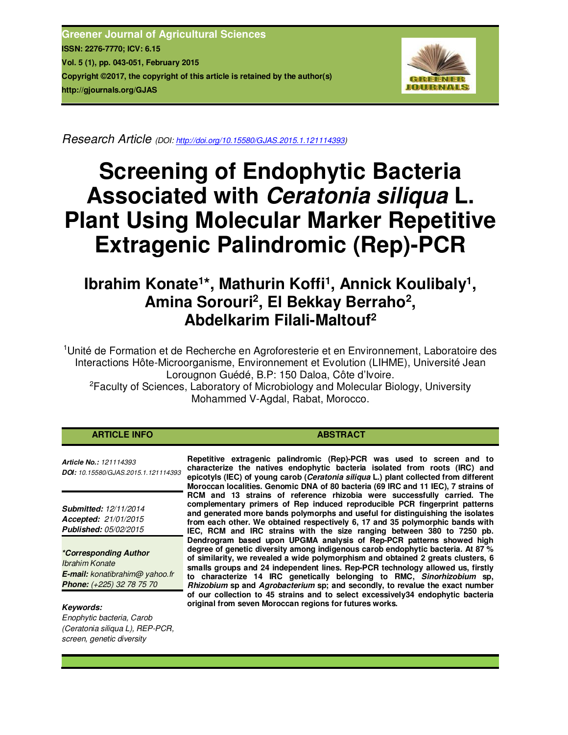Greener Journal of Agricultural Sciences
ISSN: 2276-7770; ICV: 6.15
Vol. 5 (1), pp. 043-051, February 2015
Copyright ©2017, the copyright of this article is retained by the author(s)
http://gjournals.org/GJAS

*Research Article* (DOI: http://doi.org/10.15580/GJAS.2015.1.121114393)

# Screening of Endophytic Bacteria Associated with *Ceratonia siliqua* L. Plant Using Molecular Marker Repetitive Extragenic Palindromic (Rep)-PCR

**Ibrahim Konate[1]*, Mathurin Koffi[1], Annick Koulibaly[1], Amina Sorouri[2], El Bekkay Berraho[2], Abdelkarim Filali-Maltouf[2]**

[1]Unité de Formation et de Recherche en Agroforesterie et en Environnement, Laboratoire des Interactions Hôte-Microorganisme, Environnement et Evolution (LIHME), Université Jean Lorougnon Guédé, B.P: 150 Daloa, Côte d'Ivoire.
[2]Faculty of Sciences, Laboratory of Microbiology and Molecular Biology, University Mohammed V-Agdal, Rabat, Morocco.

## ARTICLE INFO

*Article No.: 121114393*
***DOI:*** *10.15580/GJAS.2015.1.121114393*

***Submitted:*** *12/11/2014*
***Accepted:*** *21/01/2015*
***Published:*** *05/02/2015*

***\*Corresponding Author***
*Ibrahim Konate*
***E-mail:*** *konatibrahim@ yahoo.fr*
***Phone:*** *(+225) 32 78 75 70*

***Keywords:***
*Enophytic bacteria, Carob (Ceratonia siliqua L), REP-PCR, screen, genetic diversity*

## ABSTRACT

**Repetitive extragenic palindromic (Rep)-PCR was used to screen and to characterize the natives endophytic bacteria isolated from roots (IRC) and epicotyls (IEC) of young carob (*Ceratonia siliqua* L.) plant collected from different Moroccan localities. Genomic DNA of 80 bacteria (69 IRC and 11 IEC), 7 strains of RCM and 13 strains of reference rhizobia were successfully carried. The complementary primers of Rep induced reproducible PCR fingerprint patterns and generated more bands polymorphs and useful for distinguishing the isolates from each other. We obtained respectively 6, 17 and 35 polymorphic bands with IEC, RCM and IRC strains with the size ranging between 380 to 7250 pb. Dendrogram based upon UPGMA analysis of Rep-PCR patterns showed high degree of genetic diversity among indigenous carob endophytic bacteria. At 87 % of similarity, we revealed a wide polymorphism and obtained 2 greats clusters, 6 smalls groups and 24 independent lines. Rep-PCR technology allowed us, firstly to characterize 14 IRC genetically belonging to RMC, *Sinorhizobium* sp, *Rhizobium* sp and *Agrobacterium* sp; and secondly, to revalue the exact number of our collection to 45 strains and to select excessively34 endophytic bacteria original from seven Moroccan regions for futures works.**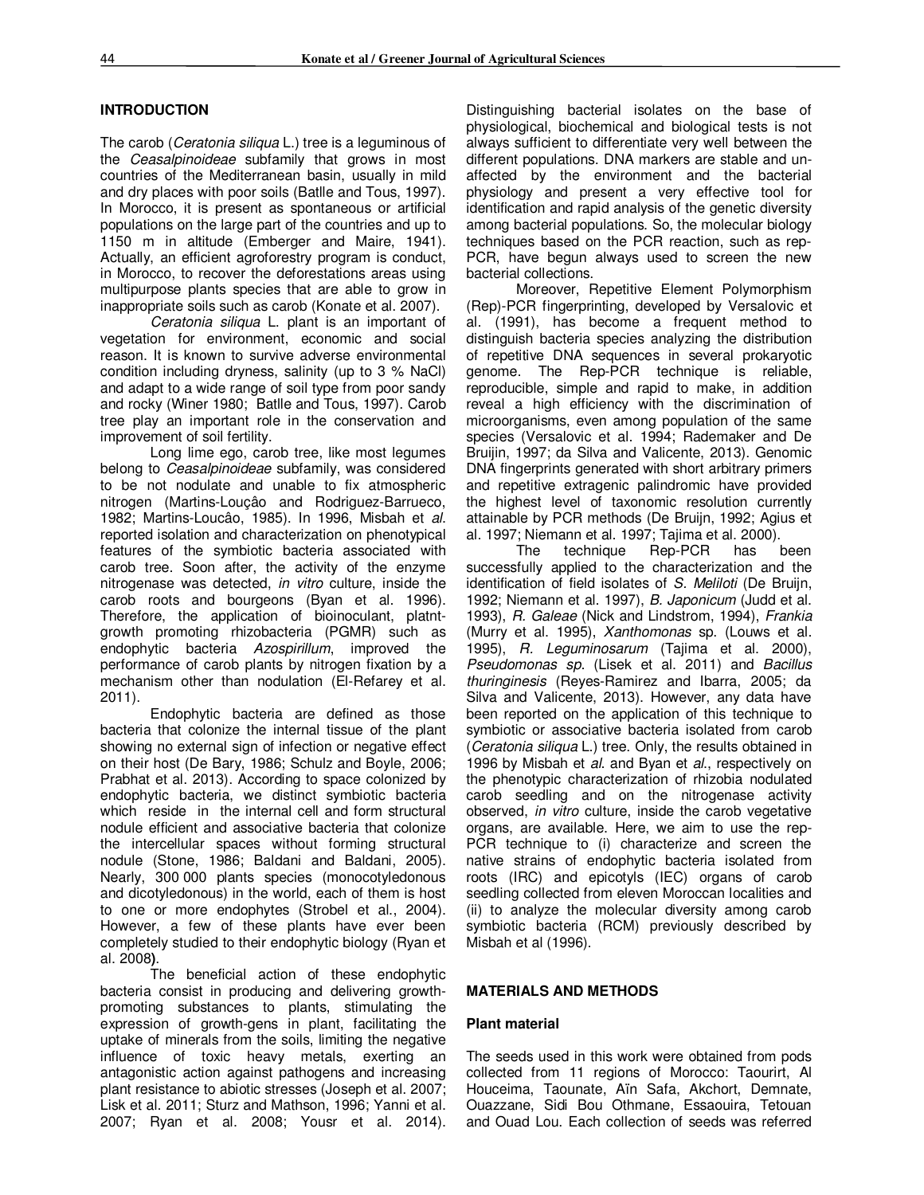## INTRODUCTION

The carob (*Ceratonia siliqua* L.) tree is a leguminous of the *Ceasalpinoideae* subfamily that grows in most countries of the Mediterranean basin, usually in mild and dry places with poor soils (Batlle and Tous, 1997). In Morocco, it is present as spontaneous or artificial populations on the large part of the countries and up to 1150 m in altitude (Emberger and Maire, 1941). Actually, an efficient agroforestry program is conduct, in Morocco, to recover the deforestations areas using multipurpose plants species that are able to grow in inappropriate soils such as carob (Konate et al. 2007).

*Ceratonia siliqua* L. plant is an important of vegetation for environment, economic and social reason. It is known to survive adverse environmental condition including dryness, salinity (up to 3 % NaCl) and adapt to a wide range of soil type from poor sandy and rocky (Winer 1980; Batlle and Tous, 1997). Carob tree play an important role in the conservation and improvement of soil fertility.

Long lime ego, carob tree, like most legumes belong to *Ceasalpinoideae* subfamily, was considered to be not nodulate and unable to fix atmospheric nitrogen (Martins-Louçâo and Rodriguez-Barrueco, 1982; Martins-Loucâo, 1985). In 1996, Misbah et *al*. reported isolation and characterization on phenotypical features of the symbiotic bacteria associated with carob tree. Soon after, the activity of the enzyme nitrogenase was detected, *in vitro* culture, inside the carob roots and bourgeons (Byan et al. 1996). Therefore, the application of bioinoculant, platnt-growth promoting rhizobacteria (PGMR) such as endophytic bacteria *Azospirillum*, improved the performance of carob plants by nitrogen fixation by a mechanism other than nodulation (El-Refarey et al. 2011).

Endophytic bacteria are defined as those bacteria that colonize the internal tissue of the plant showing no external sign of infection or negative effect on their host (De Bary, 1986; Schulz and Boyle, 2006; Prabhat et al. 2013). According to space colonized by endophytic bacteria, we distinct symbiotic bacteria which reside in the internal cell and form structural nodule efficient and associative bacteria that colonize the intercellular spaces without forming structural nodule (Stone, 1986; Baldani and Baldani, 2005). Nearly, 300 000 plants species (monocotyledonous and dicotyledonous) in the world, each of them is host to one or more endophytes (Strobel et al., 2004). However, a few of these plants have ever been completely studied to their endophytic biology (Ryan et al. 2008**)**.

The beneficial action of these endophytic bacteria consist in producing and delivering growth-promoting substances to plants, stimulating the expression of growth-gens in plant, facilitating the uptake of minerals from the soils, limiting the negative influence of toxic heavy metals, exerting an antagonistic action against pathogens and increasing plant resistance to abiotic stresses (Joseph et al. 2007; Lisk et al. 2011; Sturz and Mathson, 1996; Yanni et al. 2007; Ryan et al. 2008; Yousr et al. 2014). Distinguishing bacterial isolates on the base of physiological, biochemical and biological tests is not always sufficient to differentiate very well between the different populations. DNA markers are stable and un-affected by the environment and the bacterial physiology and present a very effective tool for identification and rapid analysis of the genetic diversity among bacterial populations. So, the molecular biology techniques based on the PCR reaction, such as rep-PCR, have begun always used to screen the new bacterial collections.

Moreover, Repetitive Element Polymorphism (Rep)-PCR fingerprinting, developed by Versalovic et al. (1991), has become a frequent method to distinguish bacteria species analyzing the distribution of repetitive DNA sequences in several prokaryotic genome. The Rep-PCR technique is reliable, reproducible, simple and rapid to make, in addition reveal a high efficiency with the discrimination of microorganisms, even among population of the same species (Versalovic et al. 1994; Rademaker and De Bruijin, 1997; da Silva and Valicente, 2013). Genomic DNA fingerprints generated with short arbitrary primers and repetitive extragenic palindromic have provided the highest level of taxonomic resolution currently attainable by PCR methods (De Bruijn, 1992; Agius et al. 1997; Niemann et al. 1997; Tajima et al. 2000).

The technique Rep-PCR has been successfully applied to the characterization and the identification of field isolates of *S. Meliloti* (De Bruijn, 1992; Niemann et al. 1997), *B. Japonicum* (Judd et al. 1993), *R. Galeae* (Nick and Lindstrom, 1994), *Frankia* (Murry et al. 1995), *Xanthomonas* sp. (Louws et al. 1995), *R. Leguminosarum* (Tajima et al. 2000), *Pseudomonas sp*. (Lisek et al. 2011) and *Bacillus thuringinesis* (Reyes-Ramirez and Ibarra, 2005; da Silva and Valicente, 2013). However, any data have been reported on the application of this technique to symbiotic or associative bacteria isolated from carob (*Ceratonia siliqua* L.) tree. Only, the results obtained in 1996 by Misbah et *al*. and Byan et *al*., respectively on the phenotypic characterization of rhizobia nodulated carob seedling and on the nitrogenase activity observed, *in vitro* culture, inside the carob vegetative organs, are available. Here, we aim to use the rep-PCR technique to (i) characterize and screen the native strains of endophytic bacteria isolated from roots (IRC) and epicotyls (IEC) organs of carob seedling collected from eleven Moroccan localities and (ii) to analyze the molecular diversity among carob symbiotic bacteria (RCM) previously described by Misbah et al (1996).

## MATERIALS AND METHODS

### Plant material

The seeds used in this work were obtained from pods collected from 11 regions of Morocco: Taourirt, Al Houceima, Taounate, Aïn Safa, Akchort, Demnate, Ouazzane, Sidi Bou Othmane, Essaouira, Tetouan and Ouad Lou. Each collection of seeds was referred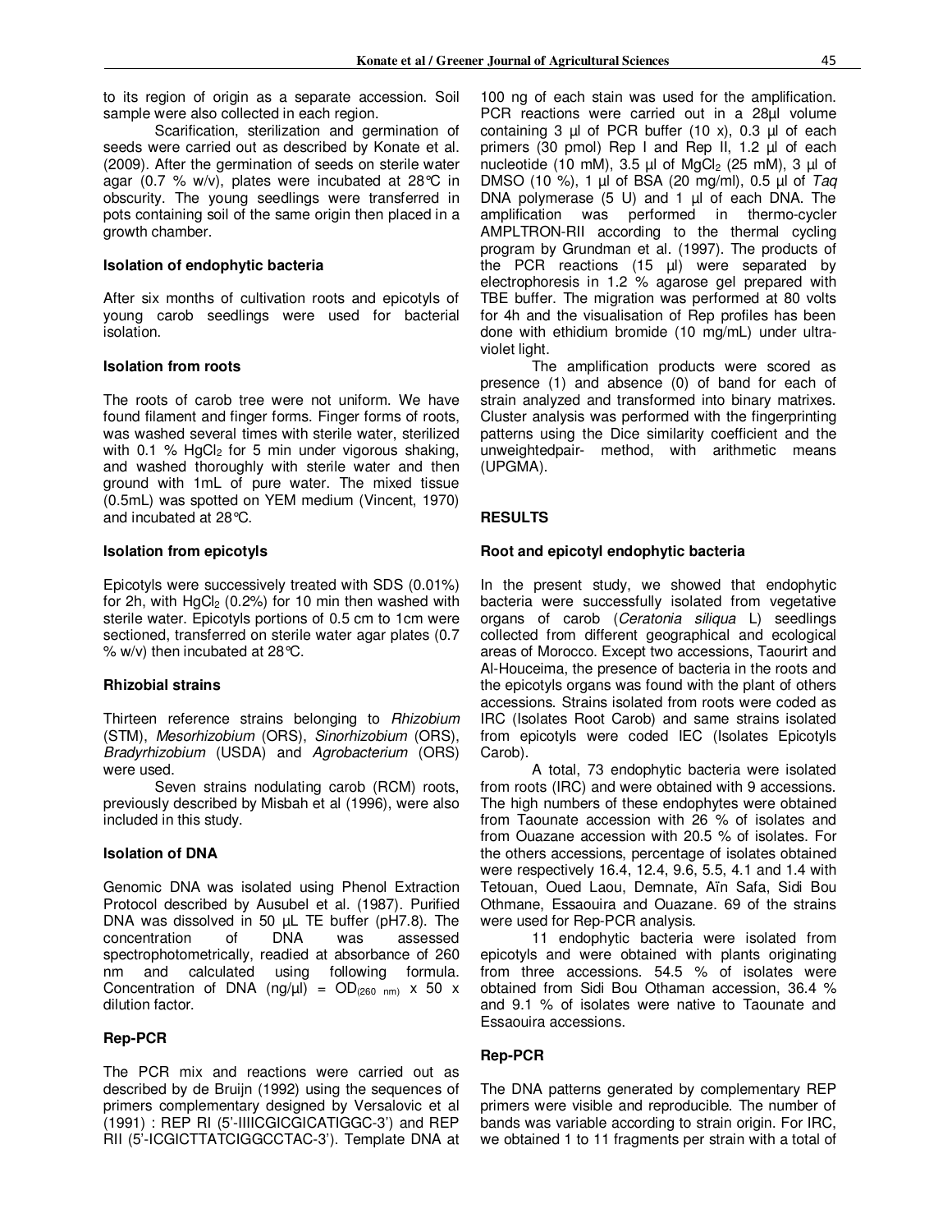to its region of origin as a separate accession. Soil sample were also collected in each region.

Scarification, sterilization and germination of seeds were carried out as described by Konate et al. (2009). After the germination of seeds on sterile water agar (0.7 % w/v), plates were incubated at 28°C in obscurity. The young seedlings were transferred in pots containing soil of the same origin then placed in a growth chamber.

### Isolation of endophytic bacteria

After six months of cultivation roots and epicotyls of young carob seedlings were used for bacterial isolation.

### Isolation from roots

The roots of carob tree were not uniform. We have found filament and finger forms. Finger forms of roots, was washed several times with sterile water, sterilized with 0.1 % $HgCl_2$ for 5 min under vigorous shaking, and washed thoroughly with sterile water and then ground with 1mL of pure water. The mixed tissue (0.5mL) was spotted on YEM medium (Vincent, 1970) and incubated at 28°C.

### Isolation from epicotyls

Epicotyls were successively treated with SDS (0.01%) for 2h, with $HgCl_2$ (0.2%) for 10 min then washed with sterile water. Epicotyls portions of 0.5 cm to 1cm were sectioned, transferred on sterile water agar plates (0.7 % w/v) then incubated at 28°C.

### Rhizobial strains

Thirteen reference strains belonging to *Rhizobium* (STM), *Mesorhizobium* (ORS), *Sinorhizobium* (ORS), *Bradyrhizobium* (USDA) and *Agrobacterium* (ORS) were used.

Seven strains nodulating carob (RCM) roots, previously described by Misbah et al (1996), were also included in this study.

### Isolation of DNA

Genomic DNA was isolated using Phenol Extraction Protocol described by Ausubel et al. (1987). Purified DNA was dissolved in 50 µL TE buffer (pH7.8). The concentration of DNA was assessed spectrophotometrically, readied at absorbance of 260 nm and calculated using following formula. Concentration of DNA (ng/µl) = $OD_{(260\ nm)}$ x 50 x dilution factor.

### Rep-PCR

The PCR mix and reactions were carried out as described by de Bruijn (1992) using the sequences of primers complementary designed by Versalovic et al (1991) : REP RI (5'-IIIICGICGICATIGGC-3') and REP RII (5'-ICGICTTATCIGGCCTAC-3'). Template DNA at 100 ng of each stain was used for the amplification. PCR reactions were carried out in a 28µl volume containing 3 µl of PCR buffer (10 x), 0.3 µl of each primers (30 pmol) Rep I and Rep II, 1.2 µl of each nucleotide (10 mM), 3.5 µl of $MgCl_2$ (25 mM), 3 µl of DMSO (10 %), 1 µl of BSA (20 mg/ml), 0.5 µl of *Taq* DNA polymerase (5 U) and 1 µl of each DNA. The amplification was performed in thermo-cycler AMPLTRON-RII according to the thermal cycling program by Grundman et al. (1997). The products of the PCR reactions (15 µl) were separated by electrophoresis in 1.2 % agarose gel prepared with TBE buffer. The migration was performed at 80 volts for 4h and the visualisation of Rep profiles has been done with ethidium bromide (10 mg/mL) under ultra-violet light.

The amplification products were scored as presence (1) and absence (0) of band for each of strain analyzed and transformed into binary matrixes. Cluster analysis was performed with the fingerprinting patterns using the Dice similarity coefficient and the unweightedpair- method, with arithmetic means (UPGMA).

## RESULTS

### Root and epicotyl endophytic bacteria

In the present study, we showed that endophytic bacteria were successfully isolated from vegetative organs of carob (*Ceratonia siliqua* L) seedlings collected from different geographical and ecological areas of Morocco. Except two accessions, Taourirt and Al-Houceima, the presence of bacteria in the roots and the epicotyls organs was found with the plant of others accessions. Strains isolated from roots were coded as IRC (Isolates Root Carob) and same strains isolated from epicotyls were coded IEC (Isolates Epicotyls Carob).

A total, 73 endophytic bacteria were isolated from roots (IRC) and were obtained with 9 accessions. The high numbers of these endophytes were obtained from Taounate accession with 26 % of isolates and from Ouazane accession with 20.5 % of isolates. For the others accessions, percentage of isolates obtained were respectively 16.4, 12.4, 9.6, 5.5, 4.1 and 1.4 with Tetouan, Oued Laou, Demnate, Aïn Safa, Sidi Bou Othmane, Essaouira and Ouazane. 69 of the strains were used for Rep-PCR analysis.

11 endophytic bacteria were isolated from epicotyls and were obtained with plants originating from three accessions. 54.5 % of isolates were obtained from Sidi Bou Othaman accession, 36.4 % and 9.1 % of isolates were native to Taounate and Essaouira accessions.

### Rep-PCR

The DNA patterns generated by complementary REP primers were visible and reproducible. The number of bands was variable according to strain origin. For IRC, we obtained 1 to 11 fragments per strain with a total of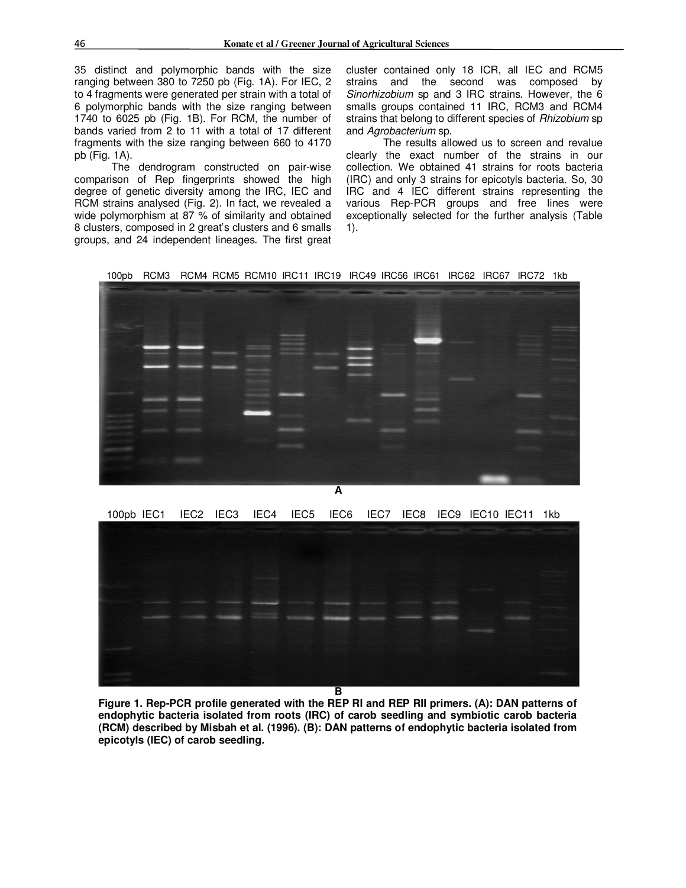35 distinct and polymorphic bands with the size ranging between 380 to 7250 pb (Fig. 1A). For IEC, 2 to 4 fragments were generated per strain with a total of 6 polymorphic bands with the size ranging between 1740 to 6025 pb (Fig. 1B). For RCM, the number of bands varied from 2 to 11 with a total of 17 different fragments with the size ranging between 660 to 4170 pb (Fig. 1A).

The dendrogram constructed on pair-wise comparison of Rep fingerprints showed the high degree of genetic diversity among the IRC, IEC and RCM strains analysed (Fig. 2). In fact, we revealed a wide polymorphism at 87 % of similarity and obtained 8 clusters, composed in 2 great's clusters and 6 smalls groups, and 24 independent lineages. The first great cluster contained only 18 ICR, all IEC and RCM5 strains and the second was composed by *Sinorhizobium* sp and 3 IRC strains. However, the 6 smalls groups contained 11 IRC, RCM3 and RCM4 strains that belong to different species of *Rhizobium* sp and *Agrobacterium* sp.

The results allowed us to screen and revalue clearly the exact number of the strains in our collection. We obtained 41 strains for roots bacteria (IRC) and only 3 strains for epicotyls bacteria. So, 30 IRC and 4 IEC different strains representing the various Rep-PCR groups and free lines were exceptionally selected for the further analysis (Table 1).

100pb RCM3 RCM4 RCM5 RCM10 IRC11 IRC19 IRC49 IRC56 IRC61 IRC62 IRC67 IRC72 1kb

A

100pb IEC1 IEC2 IEC3 IEC4 IEC5 IEC6 IEC7 IEC8 IEC9 IEC10 IEC11 1kb

B

**Figure 1. Rep-PCR profile generated with the REP RI and REP RII primers. (A): DAN patterns of endophytic bacteria isolated from roots (IRC) of carob seedling and symbiotic carob bacteria (RCM) described by Misbah et al. (1996). (B): DAN patterns of endophytic bacteria isolated from epicotyls (IEC) of carob seedling.**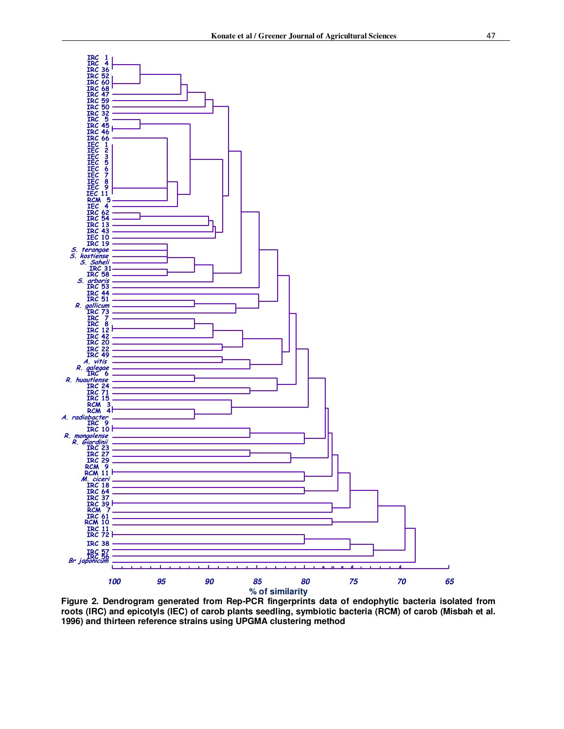**Figure 2.** Dendrogram generated from Rep-PCR fingerprints data of endophytic bacteria isolated from roots (IRC) and epicotyls (IEC) of carob plants seedling, symbiotic bacteria (RCM) of carob (Misbah et al. 1996) and thirteen reference strains using UPGMA clustering method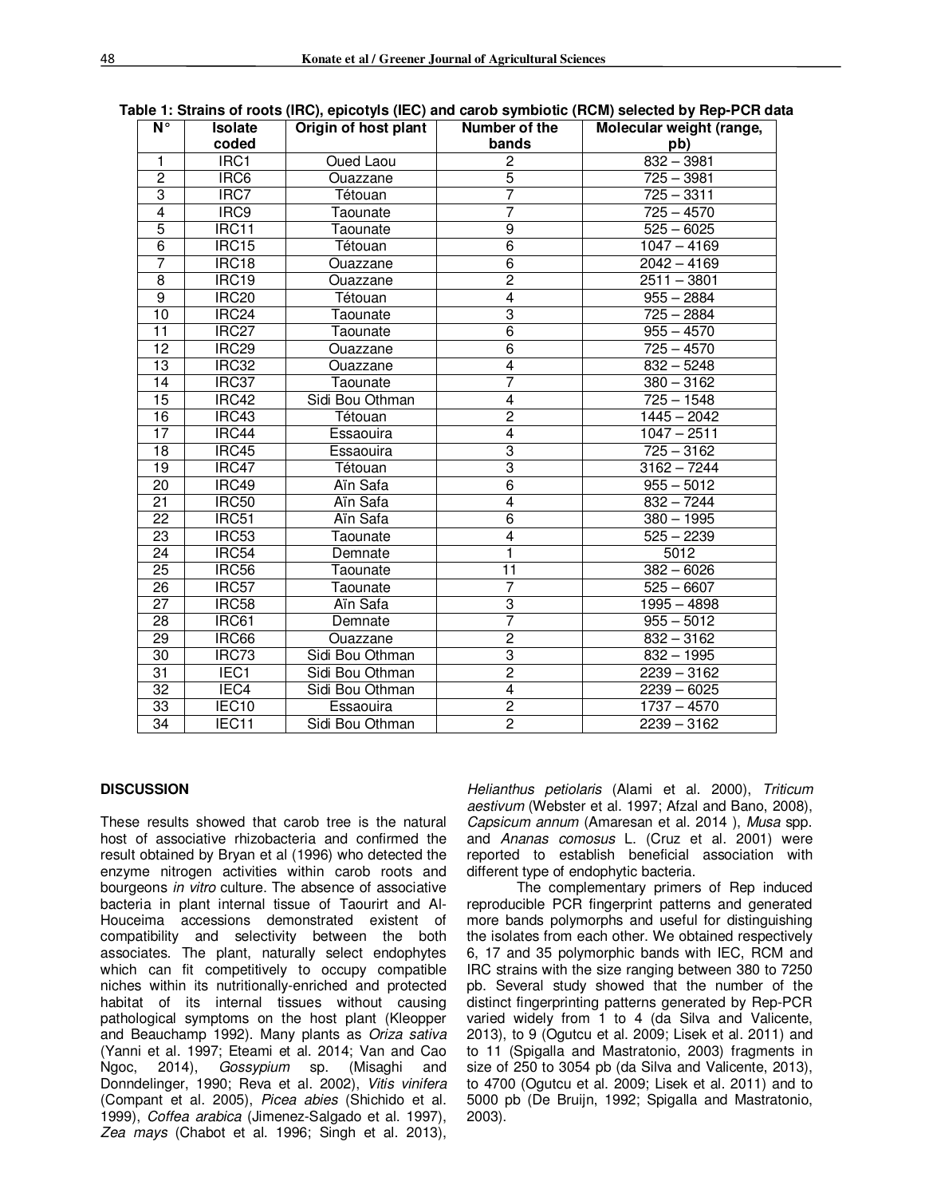**Table 1: Strains of roots (IRC), epicotyls (IEC) and carob symbiotic (RCM) selected by Rep-PCR data**

| N° | Isolate coded | Origin of host plant | Number of the bands | Molecular weight (range, pb) |
|---|---|---|---|---|
| 1 | IRC1 | Oued Laou | 2 | 832 – 3981 |
| 2 | IRC6 | Ouazzane | 5 | 725 – 3981 |
| 3 | IRC7 | Tétouan | 7 | 725 – 3311 |
| 4 | IRC9 | Taounate | 7 | 725 – 4570 |
| 5 | IRC11 | Taounate | 9 | 525 – 6025 |
| 6 | IRC15 | Tétouan | 6 | 1047 – 4169 |
| 7 | IRC18 | Ouazzane | 6 | 2042 – 4169 |
| 8 | IRC19 | Ouazzane | 2 | 2511 – 3801 |
| 9 | IRC20 | Tétouan | 4 | 955 – 2884 |
| 10 | IRC24 | Taounate | 3 | 725 – 2884 |
| 11 | IRC27 | Taounate | 6 | 955 – 4570 |
| 12 | IRC29 | Ouazzane | 6 | 725 – 4570 |
| 13 | IRC32 | Ouazzane | 4 | 832 – 5248 |
| 14 | IRC37 | Taounate | 7 | 380 – 3162 |
| 15 | IRC42 | Sidi Bou Othman | 4 | 725 – 1548 |
| 16 | IRC43 | Tétouan | 2 | 1445 – 2042 |
| 17 | IRC44 | Essaouira | 4 | 1047 – 2511 |
| 18 | IRC45 | Essaouira | 3 | 725 – 3162 |
| 19 | IRC47 | Tétouan | 3 | 3162 – 7244 |
| 20 | IRC49 | Aïn Safa | 6 | 955 – 5012 |
| 21 | IRC50 | Aïn Safa | 4 | 832 – 7244 |
| 22 | IRC51 | Aïn Safa | 6 | 380 – 1995 |
| 23 | IRC53 | Taounate | 4 | 525 – 2239 |
| 24 | IRC54 | Demnate | 1 | 5012 |
| 25 | IRC56 | Taounate | 11 | 382 – 6026 |
| 26 | IRC57 | Taounate | 7 | 525 – 6607 |
| 27 | IRC58 | Aïn Safa | 3 | 1995 – 4898 |
| 28 | IRC61 | Demnate | 7 | 955 – 5012 |
| 29 | IRC66 | Ouazzane | 2 | 832 – 3162 |
| 30 | IRC73 | Sidi Bou Othman | 3 | 832 – 1995 |
| 31 | IEC1 | Sidi Bou Othman | 2 | 2239 – 3162 |
| 32 | IEC4 | Sidi Bou Othman | 4 | 2239 – 6025 |
| 33 | IEC10 | Essaouira | 2 | 1737 – 4570 |
| 34 | IEC11 | Sidi Bou Othman | 2 | 2239 – 3162 |

## DISCUSSION

These results showed that carob tree is the natural host of associative rhizobacteria and confirmed the result obtained by Bryan et al (1996) who detected the enzyme nitrogen activities within carob roots and bourgeons *in vitro* culture. The absence of associative bacteria in plant internal tissue of Taourirt and Al-Houceima accessions demonstrated existent of compatibility and selectivity between the both associates. The plant, naturally select endophytes which can fit competitively to occupy compatible niches within its nutritionally-enriched and protected habitat of its internal tissues without causing pathological symptoms on the host plant (Kleopper and Beauchamp 1992). Many plants as *Oriza sativa* (Yanni et al. 1997; Eteami et al. 2014; Van and Cao Ngoc, 2014), *Gossypium* sp. (Misaghi and Donndelinger, 1990; Reva et al. 2002), *Vitis vinifera* (Compant et al. 2005), *Picea abies* (Shichido et al. 1999), *Coffea arabica* (Jimenez-Salgado et al. 1997), *Zea mays* (Chabot et al. 1996; Singh et al. 2013), *Helianthus petiolaris* (Alami et al. 2000), *Triticum aestivum* (Webster et al. 1997; Afzal and Bano, 2008), *Capsicum annum* (Amaresan et al. 2014 ), *Musa* spp. and *Ananas comosus* L. (Cruz et al. 2001) were reported to establish beneficial association with different type of endophytic bacteria.

The complementary primers of Rep induced reproducible PCR fingerprint patterns and generated more bands polymorphs and useful for distinguishing the isolates from each other. We obtained respectively 6, 17 and 35 polymorphic bands with IEC, RCM and IRC strains with the size ranging between 380 to 7250 pb. Several study showed that the number of the distinct fingerprinting patterns generated by Rep-PCR varied widely from 1 to 4 (da Silva and Valicente, 2013), to 9 (Ogutcu et al. 2009; Lisek et al. 2011) and to 11 (Spigalla and Mastratonio, 2003) fragments in size of 250 to 3054 pb (da Silva and Valicente, 2013), to 4700 (Ogutcu et al. 2009; Lisek et al. 2011) and to 5000 pb (De Bruijn, 1992; Spigalla and Mastratonio, 2003).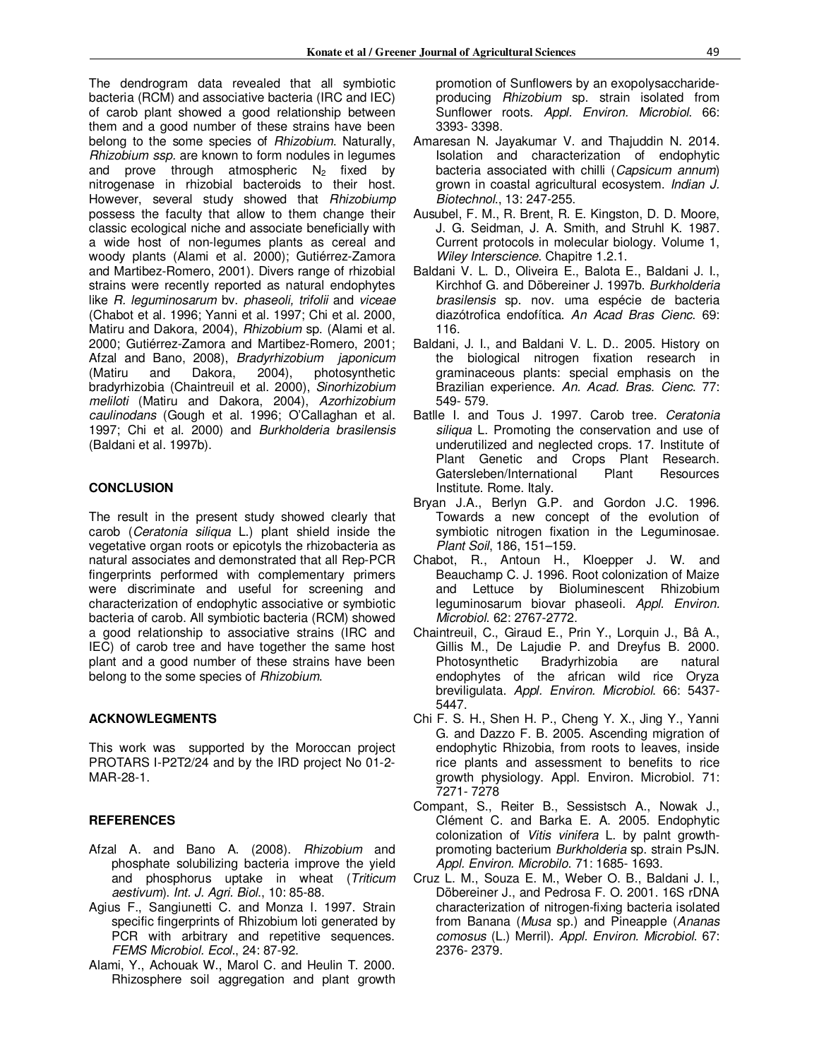The dendrogram data revealed that all symbiotic bacteria (RCM) and associative bacteria (IRC and IEC) of carob plant showed a good relationship between them and a good number of these strains have been belong to the some species of *Rhizobium*. Naturally, *Rhizobium ssp.* are known to form nodules in legumes and prove through atmospheric $N_2$ fixed by nitrogenase in rhizobial bacteroids to their host. However, several study showed that *Rhizobiump* possess the faculty that allow to them change their classic ecological niche and associate beneficially with a wide host of non-legumes plants as cereal and woody plants (Alami et al. 2000); Gutiérrez-Zamora and Martibez-Romero, 2001). Divers range of rhizobial strains were recently reported as natural endophytes like *R. leguminosarum* bv. *phaseoli, trifolii* and *viceae* (Chabot et al. 1996; Yanni et al. 1997; Chi et al. 2000, Matiru and Dakora, 2004), *Rhizobium* sp. (Alami et al. 2000; Gutiérrez-Zamora and Martibez-Romero, 2001; Afzal and Bano, 2008), *Bradyrhizobium japonicum* (Matiru and Dakora, 2004), photosynthetic bradyrhizobia (Chaintreuil et al. 2000), *Sinorhizobium meliloti* (Matiru and Dakora, 2004), *Azorhizobium caulinodans* (Gough et al. 1996; O'Callaghan et al. 1997; Chi et al. 2000) and *Burkholderia brasilensis* (Baldani et al. 1997b).

## CONCLUSION

The result in the present study showed clearly that carob (*Ceratonia siliqua* L.) plant shield inside the vegetative organ roots or epicotyls the rhizobacteria as natural associates and demonstrated that all Rep-PCR fingerprints performed with complementary primers were discriminate and useful for screening and characterization of endophytic associative or symbiotic bacteria of carob. All symbiotic bacteria (RCM) showed a good relationship to associative strains (IRC and IEC) of carob tree and have together the same host plant and a good number of these strains have been belong to the some species of *Rhizobium*.

## ACKNOWLEGMENTS

This work was supported by the Moroccan project PROTARS I-P2T2/24 and by the IRD project No 01-2-MAR-28-1.

## REFERENCES

Afzal A. and Bano A. (2008). *Rhizobium* and phosphate solubilizing bacteria improve the yield and phosphorus uptake in wheat (*Triticum aestivum*). *Int. J. Agri. Biol.*, 10: 85-88.

Agius F., Sangiunetti C. and Monza I. 1997. Strain specific fingerprints of Rhizobium loti generated by PCR with arbitrary and repetitive sequences. *FEMS Microbiol. Ecol.*, 24: 87-92.

Alami, Y., Achouak W., Marol C. and Heulin T. 2000. Rhizosphere soil aggregation and plant growth promotion of Sunflowers by an exopolysaccharide-producing *Rhizobium* sp. strain isolated from Sunflower roots. *Appl. Environ. Microbiol.* 66: 3393- 3398.

Amaresan N. Jayakumar V. and Thajuddin N. 2014. Isolation and characterization of endophytic bacteria associated with chilli (*Capsicum annum*) grown in coastal agricultural ecosystem. *Indian J. Biotechnol.*, 13: 247-255.

Ausubel, F. M., R. Brent, R. E. Kingston, D. D. Moore, J. G. Seidman, J. A. Smith, and Struhl K. 1987. Current protocols in molecular biology. Volume 1, *Wiley Interscience*. Chapitre 1.2.1.

Baldani V. L. D., Oliveira E., Balota E., Baldani J. I., Kirchhof G. and Döbereiner J. 1997b. *Burkholderia brasilensis* sp. nov. uma espécie de bacteria diazótrofica endofítica. *An Acad Bras Cienc.* 69: 116.

Baldani, J. I., and Baldani V. L. D.. 2005. History on the biological nitrogen fixation research in graminaceous plants: special emphasis on the Brazilian experience. *An. Acad. Bras. Cienc.* 77: 549- 579.

Batlle I. and Tous J. 1997. Carob tree. *Ceratonia siliqua* L. Promoting the conservation and use of underutilized and neglected crops. 17. Institute of Plant Genetic and Crops Plant Research. Gatersleben/International Plant Resources Institute. Rome. Italy.

Bryan J.A., Berlyn G.P. and Gordon J.C. 1996. Towards a new concept of the evolution of symbiotic nitrogen fixation in the Leguminosae. *Plant Soil*, 186, 151–159.

Chabot, R., Antoun H., Kloepper J. W. and Beauchamp C. J. 1996. Root colonization of Maize and Lettuce by Bioluminescent Rhizobium leguminosarum biovar phaseoli. *Appl. Environ. Microbiol.* 62: 2767-2772.

Chaintreuil, C., Giraud E., Prin Y., Lorquin J., Bâ A., Gillis M., De Lajudie P. and Dreyfus B. 2000. Photosynthetic Bradyrhizobia are natural endophytes of the african wild rice Oryza breviligulata. *Appl. Environ. Microbiol.* 66: 5437-5447.

Chi F. S. H., Shen H. P., Cheng Y. X., Jing Y., Yanni G. and Dazzo F. B. 2005. Ascending migration of endophytic Rhizobia, from roots to leaves, inside rice plants and assessment to benefits to rice growth physiology. Appl. Environ. Microbiol. 71: 7271- 7278

Compant, S., Reiter B., Sessistsch A., Nowak J., Clément C. and Barka E. A. 2005. Endophytic colonization of *Vitis vinifera* L. by palnt growth-promoting bacterium *Burkholderia* sp. strain PsJN. *Appl. Environ. Microbilo.* 71: 1685- 1693.

Cruz L. M., Souza E. M., Weber O. B., Baldani J. I., Döbereiner J., and Pedrosa F. O. 2001. 16S rDNA characterization of nitrogen-fixing bacteria isolated from Banana (*Musa* sp.) and Pineapple (*Ananas comosus* (L.) Merril). *Appl. Environ. Microbiol.* 67: 2376- 2379.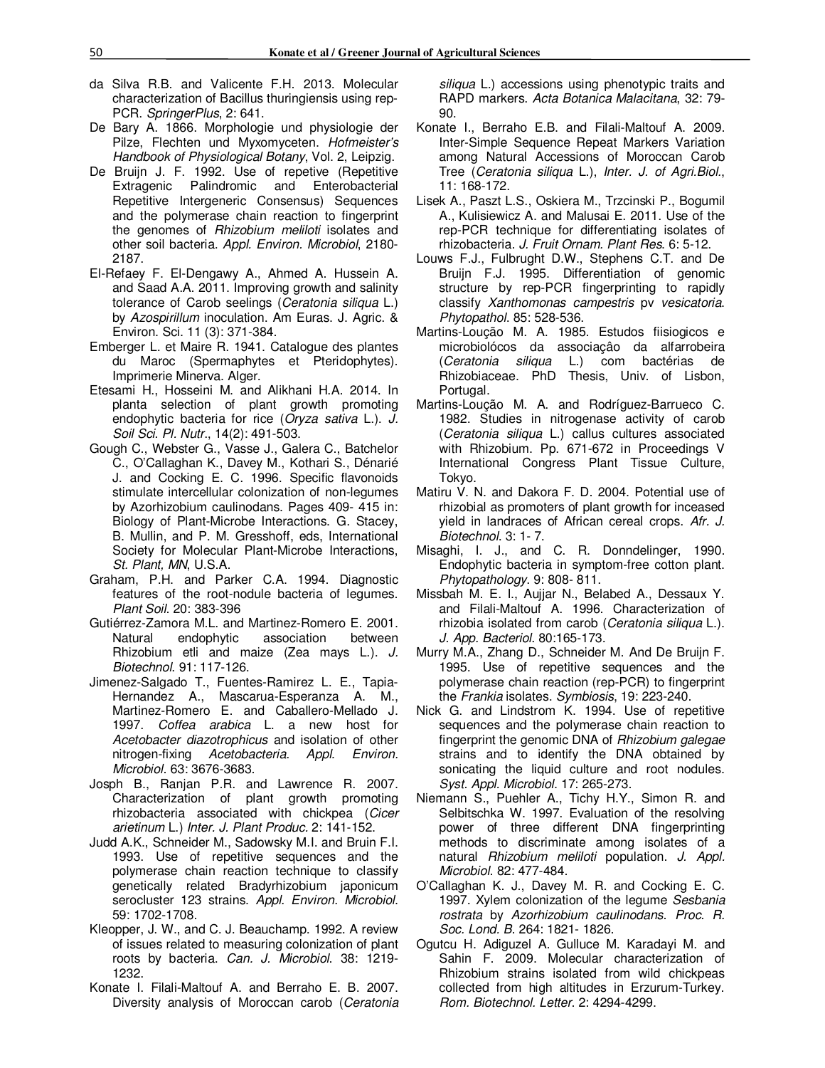da Silva R.B. and Valicente F.H. 2013. Molecular characterization of Bacillus thuringiensis using rep-PCR. *SpringerPlus*, 2: 641.

De Bary A. 1866. Morphologie und physiologie der Pilze, Flechten und Myxomyceten. *Hofmeister's Handbook of Physiological Botany*, Vol. 2, Leipzig.

De Bruijn J. F. 1992. Use of repetive (Repetitive Extragenic Palindromic and Enterobacterial Repetitive Intergeneric Consensus) Sequences and the polymerase chain reaction to fingerprint the genomes of *Rhizobium meliloti* isolates and other soil bacteria. *Appl. Environ. Microbiol*, 2180-2187.

El-Refaey F. El-Dengawy A., Ahmed A. Hussein A. and Saad A.A. 2011. Improving growth and salinity tolerance of Carob seelings (*Ceratonia siliqua* L.) by *Azospirillum* inoculation. Am Euras. J. Agric. & Environ. Sci. 11 (3): 371-384.

Emberger L. et Maire R. 1941. Catalogue des plantes du Maroc (Spermaphytes et Pteridophytes). Imprimerie Minerva. Alger.

Etesami H., Hosseini M. and Alikhani H.A. 2014. In planta selection of plant growth promoting endophytic bacteria for rice (*Oryza sativa* L.). *J. Soil Sci. Pl. Nutr.*, 14(2): 491-503.

Gough C., Webster G., Vasse J., Galera C., Batchelor C., O'Callaghan K., Davey M., Kothari S., Dénarié J. and Cocking E. C. 1996. Specific flavonoids stimulate intercellular colonization of non-legumes by Azorhizobium caulinodans. Pages 409- 415 in: Biology of Plant-Microbe Interactions. G. Stacey, B. Mullin, and P. M. Gresshoff, eds, International Society for Molecular Plant-Microbe Interactions, *St. Plant, MN*, U.S.A.

Graham, P.H. and Parker C.A. 1994. Diagnostic features of the root-nodule bacteria of legumes. *Plant Soil*. 20: 383-396

Gutiérrez-Zamora M.L. and Martinez-Romero E. 2001. Natural endophytic association between Rhizobium etli and maize (Zea mays L.). *J. Biotechnol*. 91: 117-126.

Jimenez-Salgado T., Fuentes-Ramirez L. E., Tapia-Hernandez A., Mascarua-Esperanza A. M., Martinez-Romero E. and Caballero-Mellado J. 1997. *Coffea arabica* L. a new host for *Acetobacter diazotrophicus* and isolation of other nitrogen-fixing *Acetobacteria*. *Appl. Environ. Microbiol*. 63: 3676-3683.

Josph B., Ranjan P.R. and Lawrence R. 2007. Characterization of plant growth promoting rhizobacteria associated with chickpea (*Cicer arietinum* L.) *Inter. J. Plant Produc.* 2: 141-152.

Judd A.K., Schneider M., Sadowsky M.I. and Bruin F.I. 1993. Use of repetitive sequences and the polymerase chain reaction technique to classify genetically related Bradyrhizobium japonicum serocluster 123 strains. *Appl. Environ. Microbiol*. 59: 1702-1708.

Kleopper, J. W., and C. J. Beauchamp. 1992. A review of issues related to measuring colonization of plant roots by bacteria. *Can. J. Microbiol*. 38: 1219-1232.

Konate I. Filali-Maltouf A. and Berraho E. B. 2007. Diversity analysis of Moroccan carob (*Ceratonia siliqua* L.) accessions using phenotypic traits and RAPD markers. *Acta Botanica Malacitana*, 32: 79-90.

Konate I., Berraho E.B. and Filali-Maltouf A. 2009. Inter-Simple Sequence Repeat Markers Variation among Natural Accessions of Moroccan Carob Tree (*Ceratonia siliqua* L.), *Inter. J. of Agri.Biol.*, 11: 168-172.

Lisek A., Paszt L.S., Oskiera M., Trzcinski P., Bogumil A., Kulisiewicz A. and Malusai E. 2011. Use of the rep-PCR technique for differentiating isolates of rhizobacteria. *J. Fruit Ornam. Plant Res*. 6: 5-12.

Louws F.J., Fulbrught D.W., Stephens C.T. and De Bruijn F.J. 1995. Differentiation of genomic structure by rep-PCR fingerprinting to rapidly classify *Xanthomonas campestris* pv *vesicatoria*. *Phytopathol*. 85: 528-536.

Martins-Loução M. A. 1985. Estudos fiisiogicos e microbiolócos da associaçâo da alfarrobeira (*Ceratonia siliqua* L.) com bactérias de Rhizobiaceae. PhD Thesis, Univ. of Lisbon, Portugal.

Martins-Loução M. A. and Rodríguez-Barrueco C. 1982. Studies in nitrogenase activity of carob (*Ceratonia siliqua* L.) callus cultures associated with Rhizobium. Pp. 671-672 in Proceedings V International Congress Plant Tissue Culture, Tokyo.

Matiru V. N. and Dakora F. D. 2004. Potential use of rhizobial as promoters of plant growth for inceased yield in landraces of African cereal crops. *Afr. J. Biotechnol*. 3: 1- 7.

Misaghi, I. J., and C. R. Donndelinger, 1990. Endophytic bacteria in symptom-free cotton plant. *Phytopathology*. 9: 808- 811.

Missbah M. E. I., Aujjar N., Belabed A., Dessaux Y. and Filali-Maltouf A. 1996. Characterization of rhizobia isolated from carob (*Ceratonia siliqua* L.). *J. App. Bacteriol*. 80:165-173.

Murry M.A., Zhang D., Schneider M. And De Bruijn F. 1995. Use of repetitive sequences and the polymerase chain reaction (rep-PCR) to fingerprint the *Frankia* isolates. *Symbiosis*, 19: 223-240.

Nick G. and Lindstrom K. 1994. Use of repetitive sequences and the polymerase chain reaction to fingerprint the genomic DNA of *Rhizobium galegae* strains and to identify the DNA obtained by sonicating the liquid culture and root nodules. *Syst. Appl. Microbiol*. 17: 265-273.

Niemann S., Puehler A., Tichy H.Y., Simon R. and Selbitschka W. 1997. Evaluation of the resolving power of three different DNA fingerprinting methods to discriminate among isolates of a natural *Rhizobium meliloti* population. *J. Appl. Microbiol*. 82: 477-484.

O'Callaghan K. J., Davey M. R. and Cocking E. C. 1997. Xylem colonization of the legume *Sesbania rostrata* by *Azorhizobium caulinodans*. *Proc. R. Soc. Lond. B*. 264: 1821- 1826.

Ogutcu H. Adiguzel A. Gulluce M. Karadayi M. and Sahin F. 2009. Molecular characterization of Rhizobium strains isolated from wild chickpeas collected from high altitudes in Erzurum-Turkey. *Rom. Biotechnol. Letter*. 2: 4294-4299.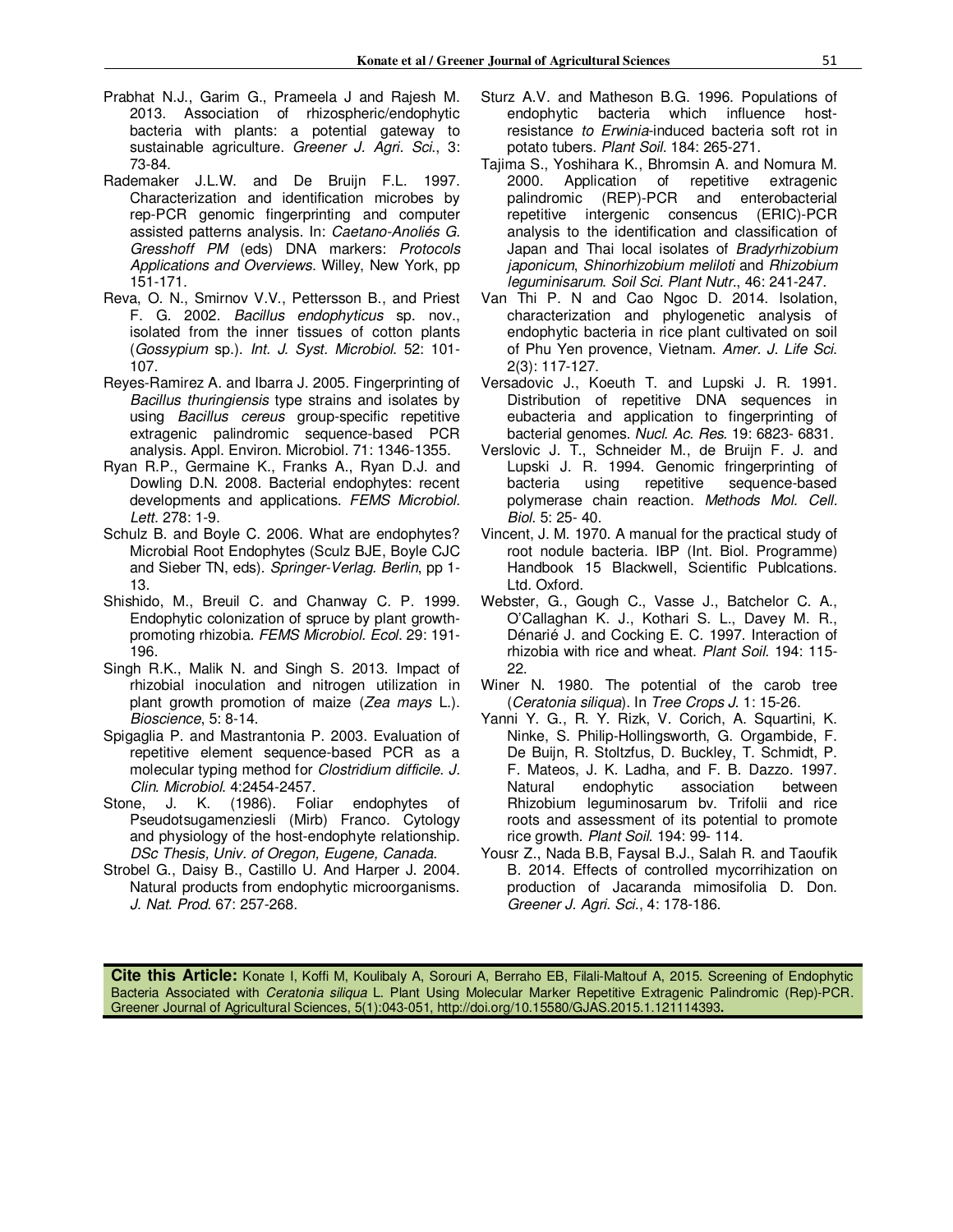Prabhat N.J., Garim G., Prameela J and Rajesh M. 2013. Association of rhizospheric/endophytic bacteria with plants: a potential gateway to sustainable agriculture. *Greener J. Agri. Sci.*, 3: 73-84.

Rademaker J.L.W. and De Bruijn F.L. 1997. Characterization and identification microbes by rep-PCR genomic fingerprinting and computer assisted patterns analysis. In: *Caetano-Anoliés G. Gresshoff PM* (eds) DNA markers: *Protocols Applications and Overviews*. Willey, New York, pp 151-171.

Reva, O. N., Smirnov V.V., Pettersson B., and Priest F. G. 2002. *Bacillus endophyticus* sp. nov., isolated from the inner tissues of cotton plants (*Gossypium* sp.). *Int. J. Syst. Microbiol.* 52: 101-107.

Reyes-Ramirez A. and Ibarra J. 2005. Fingerprinting of *Bacillus thuringiensis* type strains and isolates by using *Bacillus cereus* group-specific repetitive extragenic palindromic sequence-based PCR analysis. Appl. Environ. Microbiol. 71: 1346-1355.

Ryan R.P., Germaine K., Franks A., Ryan D.J. and Dowling D.N. 2008. Bacterial endophytes: recent developments and applications. *FEMS Microbiol. Lett*. 278: 1-9.

Schulz B. and Boyle C. 2006. What are endophytes? Microbial Root Endophytes (Sculz BJE, Boyle CJC and Sieber TN, eds). *Springer-Verlag. Berlin*, pp 1-13.

Shishido, M., Breuil C. and Chanway C. P. 1999. Endophytic colonization of spruce by plant growth-promoting rhizobia. *FEMS Microbiol. Ecol*. 29: 191-196.

Singh R.K., Malik N. and Singh S. 2013. Impact of rhizobial inoculation and nitrogen utilization in plant growth promotion of maize (*Zea mays* L.). *Bioscience*, 5: 8-14.

Spigaglia P. and Mastrantonia P. 2003. Evaluation of repetitive element sequence-based PCR as a molecular typing method for *Clostridium difficile*. *J. Clin. Microbiol.* 4:2454-2457.

Stone, J. K. (1986). Foliar endophytes of Pseudotsugamenziesli (Mirb) Franco. Cytology and physiology of the host-endophyte relationship. *DSc Thesis, Univ. of Oregon, Eugene, Canada*.

Strobel G., Daisy B., Castillo U. And Harper J. 2004. Natural products from endophytic microorganisms. *J. Nat. Prod*. 67: 257-268.

Sturz A.V. and Matheson B.G. 1996. Populations of endophytic bacteria which influence host-resistance *to Erwinia*-induced bacteria soft rot in potato tubers. *Plant Soil*. 184: 265-271.

Tajima S., Yoshihara K., Bhromsin A. and Nomura M. 2000. Application of repetitive extragenic palindromic (REP)-PCR and enterobacterial repetitive intergenic consencus (ERIC)-PCR analysis to the identification and classification of Japan and Thai local isolates of *Bradyrhizobium japonicum*, *Shinorhizobium meliloti* and *Rhizobium leguminisarum*. *Soil Sci. Plant Nutr*., 46: 241-247.

Van Thi P. N and Cao Ngoc D. 2014. Isolation, characterization and phylogenetic analysis of endophytic bacteria in rice plant cultivated on soil of Phu Yen provence, Vietnam. *Amer. J. Life Sci*. 2(3): 117-127.

Versadovic J., Koeuth T. and Lupski J. R. 1991. Distribution of repetitive DNA sequences in eubacteria and application to fingerprinting of bacterial genomes. *Nucl. Ac. Res*. 19: 6823- 6831.

Verslovic J. T., Schneider M., de Bruijn F. J. and Lupski J. R. 1994. Genomic fringerprinting of bacteria using repetitive sequence-based polymerase chain reaction. *Methods Mol. Cell. Biol*. 5: 25- 40.

Vincent, J. M. 1970. A manual for the practical study of root nodule bacteria. IBP (Int. Biol. Programme) Handbook 15 Blackwell, Scientific Publcations. Ltd. Oxford.

Webster, G., Gough C., Vasse J., Batchelor C. A., O'Callaghan K. J., Kothari S. L., Davey M. R., Dénarié J. and Cocking E. C. 1997. Interaction of rhizobia with rice and wheat. *Plant Soil*. 194: 115-22.

Winer N. 1980. The potential of the carob tree (*Ceratonia siliqua*). In *Tree Crops J*. 1: 15-26.

Yanni Y. G., R. Y. Rizk, V. Corich, A. Squartini, K. Ninke, S. Philip-Hollingsworth, G. Orgambide, F. De Buijn, R. Stoltzfus, D. Buckley, T. Schmidt, P. F. Mateos, J. K. Ladha, and F. B. Dazzo. 1997. Natural endophytic association between Rhizobium leguminosarum bv. Trifolii and rice roots and assessment of its potential to promote rice growth. *Plant Soil*. 194: 99- 114.

Yousr Z., Nada B.B, Faysal B.J., Salah R. and Taoufik B. 2014. Effects of controlled mycorrhization on production of Jacaranda mimosifolia D. Don. *Greener J. Agri. Sci.*, 4: 178-186.

**Cite this Article:** Konate I, Koffi M, Koulibaly A, Sorouri A, Berraho EB, Filali-Maltouf A, 2015. Screening of Endophytic Bacteria Associated with *Ceratonia siliqua* L. Plant Using Molecular Marker Repetitive Extragenic Palindromic (Rep)-PCR. Greener Journal of Agricultural Sciences, 5(1):043-051, http://doi.org/10.15580/GJAS.2015.1.121114393**.**